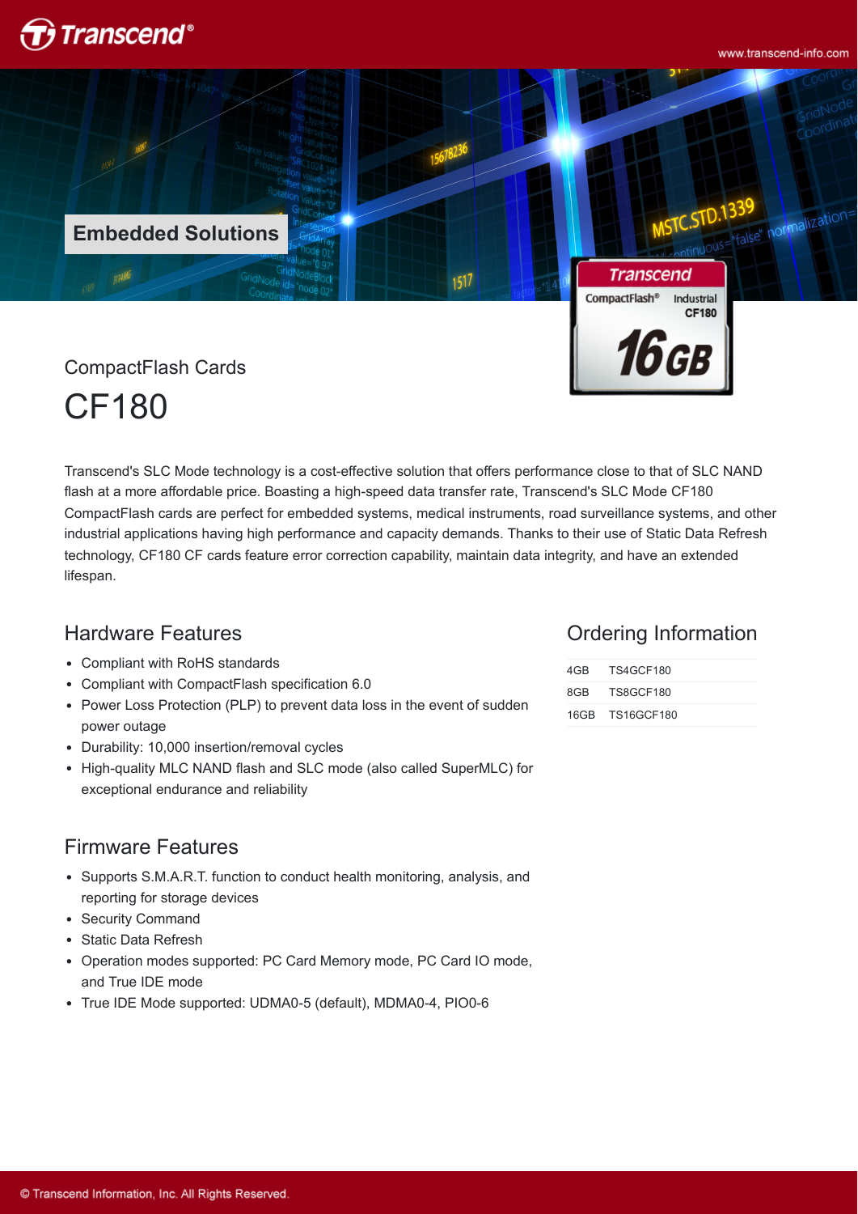Embedded Solutions

CompactFlash Cards

# CF180

Transcend's SLC Mode technology is a cost-effective solution that offers performance close to that of SLC NAND flash at a more affordable price. Boasting a high-speed data transfer rate, Transcend's SLC Mode CF180 CompactFlash cards are perfect for embedded systems, medical instruments, road surveillance systems, and other industrial applications having high performance and capacity demands. Thanks to their use of Static Data Refresh technology, CF180 CF cards feature error correction capability, maintain data integrity, and have an extended lifespan.

## Hardware Features

- Compliant with RoHS standards
- Compliant with CompactFlash specification 6.0
- Power Loss Protection (PLP) to prevent data loss in the event of sudden power outage
- Durability: 10,000 insertion/removal cycles
- High-quality MLC NAND flash and SLC mode (also called SuperMLC) for exceptional endurance and reliability

## Firmware Features

- Supports S.M.A.R.T. function to conduct health monitoring, analysis, and reporting for storage devices
- Security Command
- Static Data Refresh
- Operation modes supported: PC Card Memory mode, PC Card IO mode, and True IDE mode
- True IDE Mode supported: UDMA0-5 (default), MDMA0-4, PIO0-6

## Ordering Information

| | |
|---|---|
| 4GB | TS4GCF180 |
| 8GB | TS8GCF180 |
| 16GB | TS16GCF180 |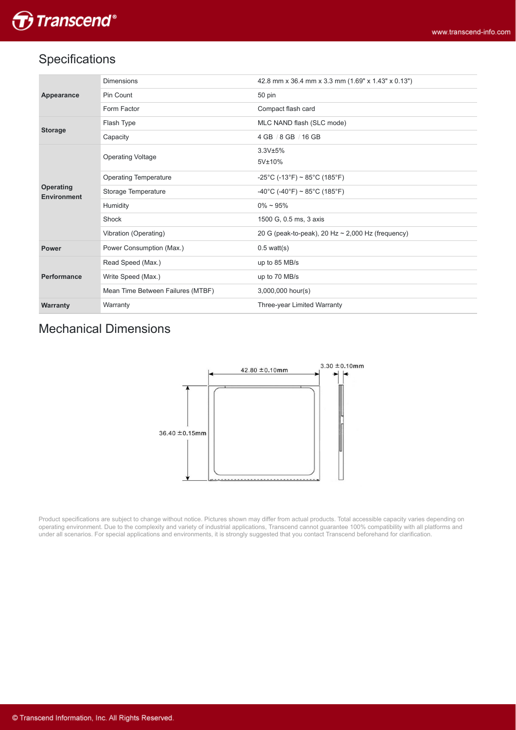## Specifications

| | | |
|---|---|---|
| **Appearance** | Dimensions | 42.8 mm x 36.4 mm x 3.3 mm (1.69" x 1.43" x 0.13") |
| | Pin Count | 50 pin |
| | Form Factor | Compact flash card |
| **Storage** | Flash Type | MLC NAND flash (SLC mode) |
| | Capacity | 4 GB / 8 GB / 16 GB |
| **Operating Environment** | Operating Voltage | 3.3V±5%<br>5V±10% |
| | Operating Temperature | -25°C (-13°F) ~ 85°C (185°F) |
| | Storage Temperature | -40°C (-40°F) ~ 85°C (185°F) |
| | Humidity | 0% ~ 95% |
| | Shock | 1500 G, 0.5 ms, 3 axis |
| | Vibration (Operating) | 20 G (peak-to-peak), 20 Hz ~ 2,000 Hz (frequency) |
| **Power** | Power Consumption (Max.) | 0.5 watt(s) |
| **Performance** | Read Speed (Max.) | up to 85 MB/s |
| | Write Speed (Max.) | up to 70 MB/s |
| | Mean Time Between Failures (MTBF) | 3,000,000 hour(s) |
| **Warranty** | Warranty | Three-year Limited Warranty |

## Mechanical Dimensions

42.80 ±0.10mm

3.30 ±0.10mm

36.40 ±0.15mm

Product specifications are subject to change without notice. Pictures shown may differ from actual products. Total accessible capacity varies depending on operating environment. Due to the complexity and variety of industrial applications, Transcend cannot guarantee 100% compatibility with all platforms and under all scenarios. For special applications and environments, it is strongly suggested that you contact Transcend beforehand for clarification.